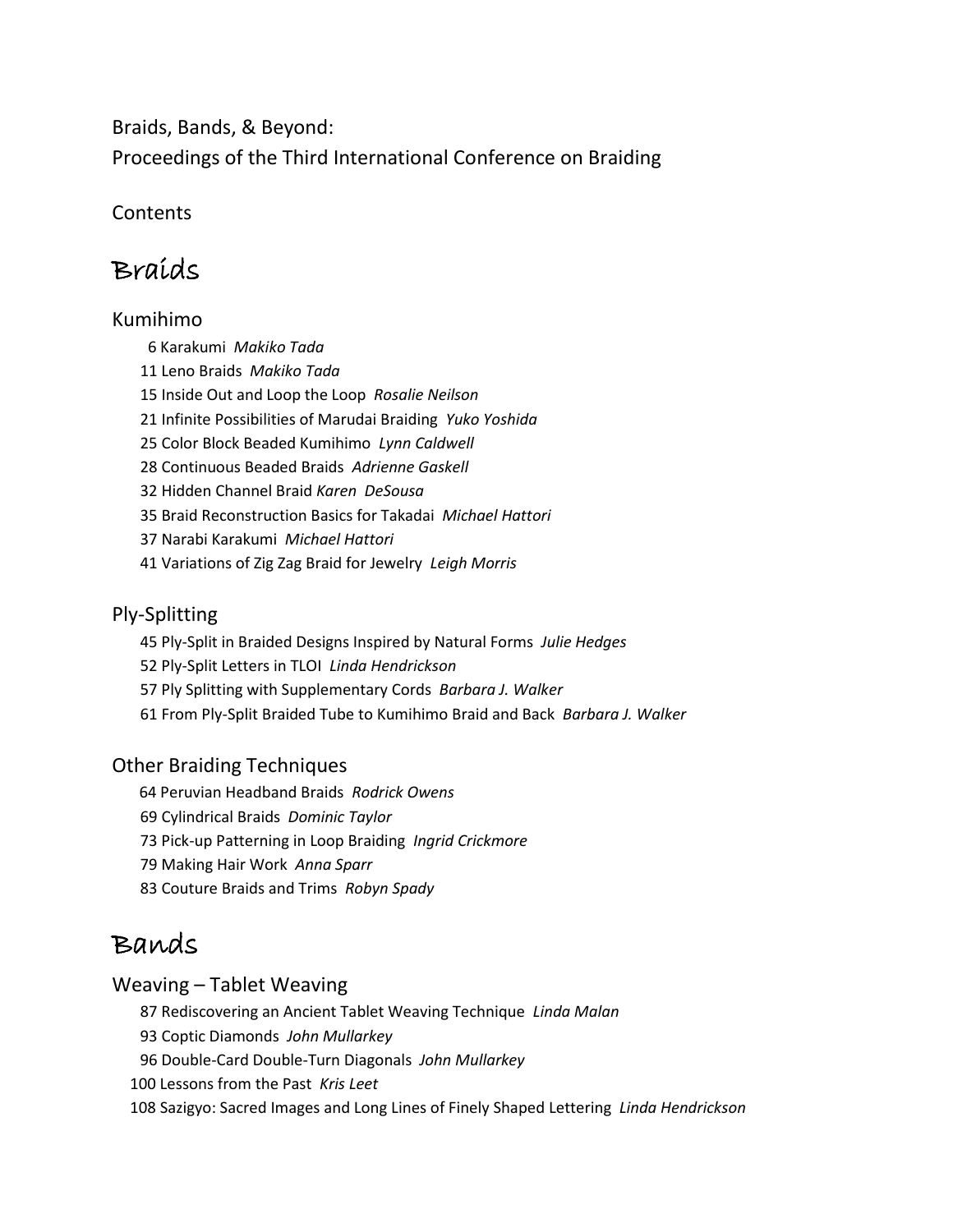Braids, Bands, & Beyond:
Proceedings of the Third International Conference on Braiding

Contents

# Braids

## Kumihimo

- 6 Karakumi *Makiko Tada*
- 11 Leno Braids *Makiko Tada*
- 15 Inside Out and Loop the Loop *Rosalie Neilson*
- 21 Infinite Possibilities of Marudai Braiding *Yuko Yoshida*
- 25 Color Block Beaded Kumihimo *Lynn Caldwell*
- 28 Continuous Beaded Braids *Adrienne Gaskell*
- 32 Hidden Channel Braid *Karen DeSousa*
- 35 Braid Reconstruction Basics for Takadai *Michael Hattori*
- 37 Narabi Karakumi *Michael Hattori*
- 41 Variations of Zig Zag Braid for Jewelry *Leigh Morris*

## Ply-Splitting

- 45 Ply-Split in Braided Designs Inspired by Natural Forms *Julie Hedges*
- 52 Ply-Split Letters in TLOI *Linda Hendrickson*
- 57 Ply Splitting with Supplementary Cords *Barbara J. Walker*
- 61 From Ply-Split Braided Tube to Kumihimo Braid and Back *Barbara J. Walker*

## Other Braiding Techniques

- 64 Peruvian Headband Braids *Rodrick Owens*
- 69 Cylindrical Braids *Dominic Taylor*
- 73 Pick-up Patterning in Loop Braiding *Ingrid Crickmore*
- 79 Making Hair Work *Anna Sparr*
- 83 Couture Braids and Trims *Robyn Spady*

# Bands

## Weaving – Tablet Weaving

- 87 Rediscovering an Ancient Tablet Weaving Technique *Linda Malan*
- 93 Coptic Diamonds *John Mullarkey*
- 96 Double-Card Double-Turn Diagonals *John Mullarkey*
- 100 Lessons from the Past *Kris Leet*
- 108 Sazigyo: Sacred Images and Long Lines of Finely Shaped Lettering *Linda Hendrickson*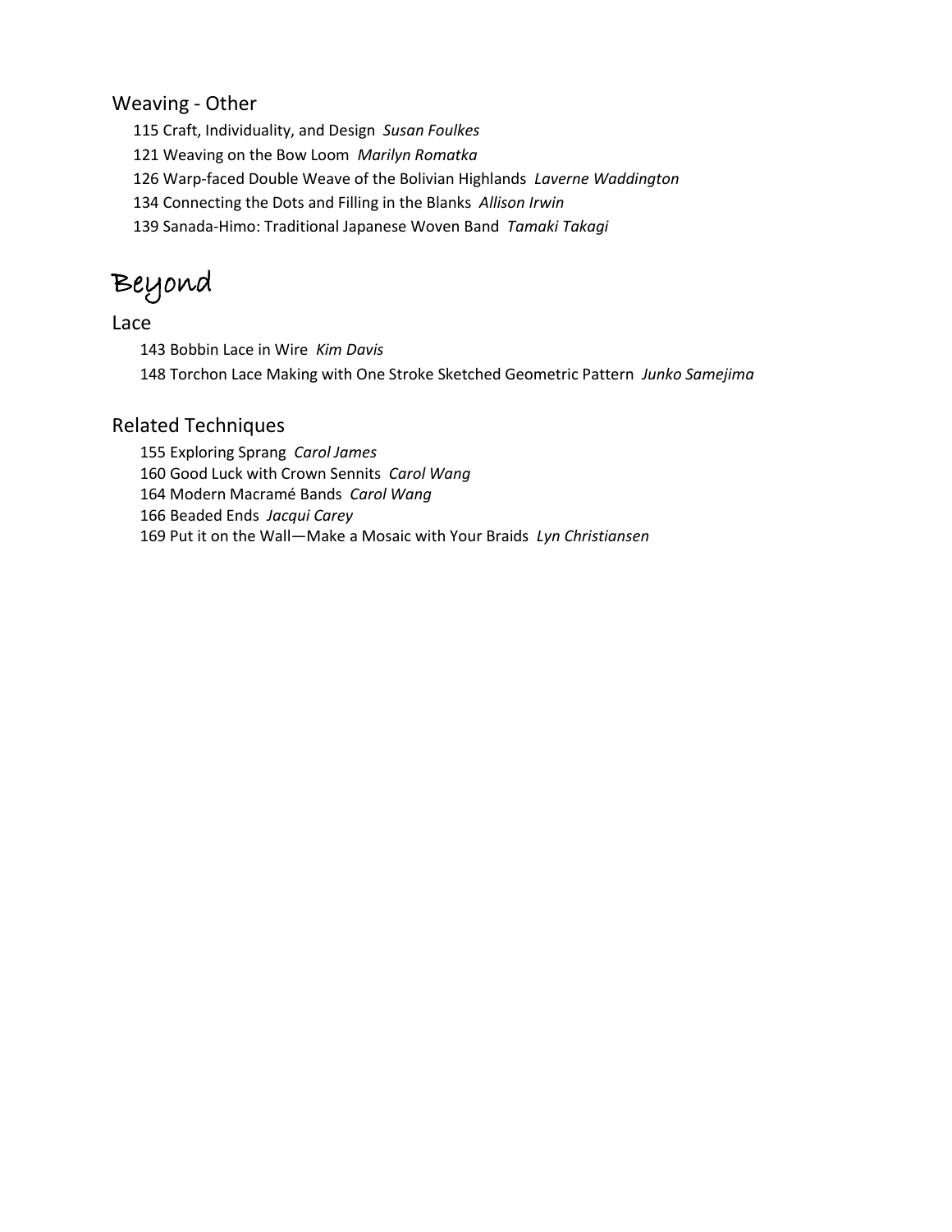### Weaving - Other

115 Craft, Individuality, and Design *Susan Foulkes*
121 Weaving on the Bow Loom *Marilyn Romatka*
126 Warp-faced Double Weave of the Bolivian Highlands *Laverne Waddington*
134 Connecting the Dots and Filling in the Blanks *Allison Irwin*
139 Sanada-Himo: Traditional Japanese Woven Band *Tamaki Takagi*

## Beyond

### Lace

143 Bobbin Lace in Wire *Kim Davis*
148 Torchon Lace Making with One Stroke Sketched Geometric Pattern *Junko Samejima*

### Related Techniques

155 Exploring Sprang *Carol James*
160 Good Luck with Crown Sennits *Carol Wang*
164 Modern Macramé Bands *Carol Wang*
166 Beaded Ends *Jacqui Carey*
169 Put it on the Wall—Make a Mosaic with Your Braids *Lyn Christiansen*